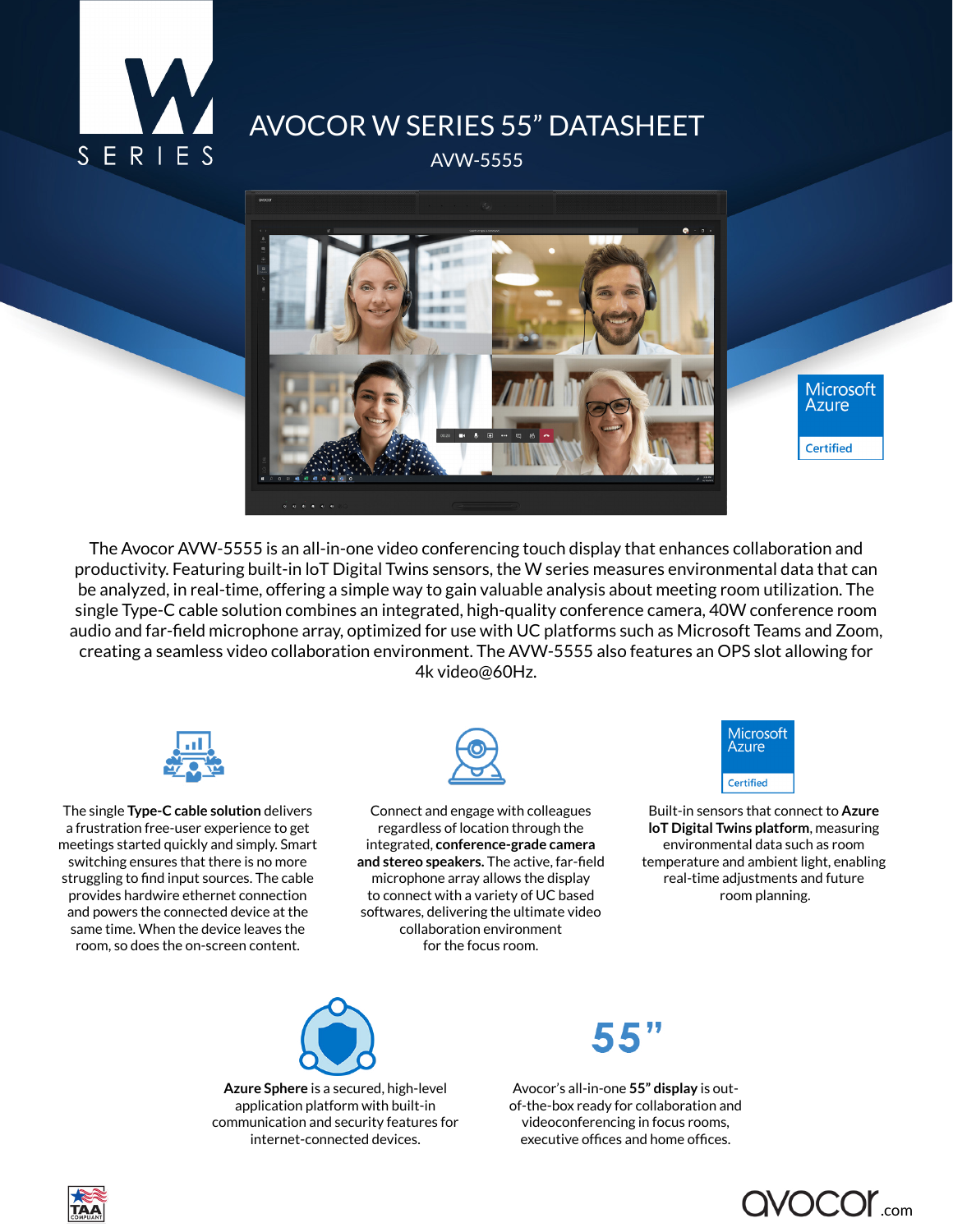# AVOCOR W SERIES 55" DATASHEET

## AVW-5555

The Avocor AVW-5555 is an all-in-one video conferencing touch display that enhances collaboration and productivity. Featuring built-in IoT Digital Twins sensors, the W series measures environmental data that can be analyzed, in real-time, offering a simple way to gain valuable analysis about meeting room utilization. The single Type-C cable solution combines an integrated, high-quality conference camera, 40W conference room audio and far-field microphone array, optimized for use with UC platforms such as Microsoft Teams and Zoom, creating a seamless video collaboration environment. The AVW-5555 also features an OPS slot allowing for 4k video@60Hz.

The single **Type-C cable solution** delivers a frustration free-user experience to get meetings started quickly and simply. Smart switching ensures that there is no more struggling to find input sources. The cable provides hardwire ethernet connection and powers the connected device at the same time. When the device leaves the room, so does the on-screen content.

Connect and engage with colleagues regardless of location through the integrated, **conference-grade camera and stereo speakers.** The active, far-field microphone array allows the display to connect with a variety of UC based softwares, delivering the ultimate video collaboration environment for the focus room.

Microsoft Azure Certified

Built-in sensors that connect to **Azure IoT Digital Twins platform**, measuring environmental data such as room temperature and ambient light, enabling real-time adjustments and future room planning.

**Azure Sphere** is a secured, high-level application platform with built-in communication and security features for internet-connected devices.

55"

Avocor's all-in-one **55" display** is out-of-the-box ready for collaboration and videoconferencing in focus rooms, executive offices and home offices.

TAA COMPLIANT

avocor.com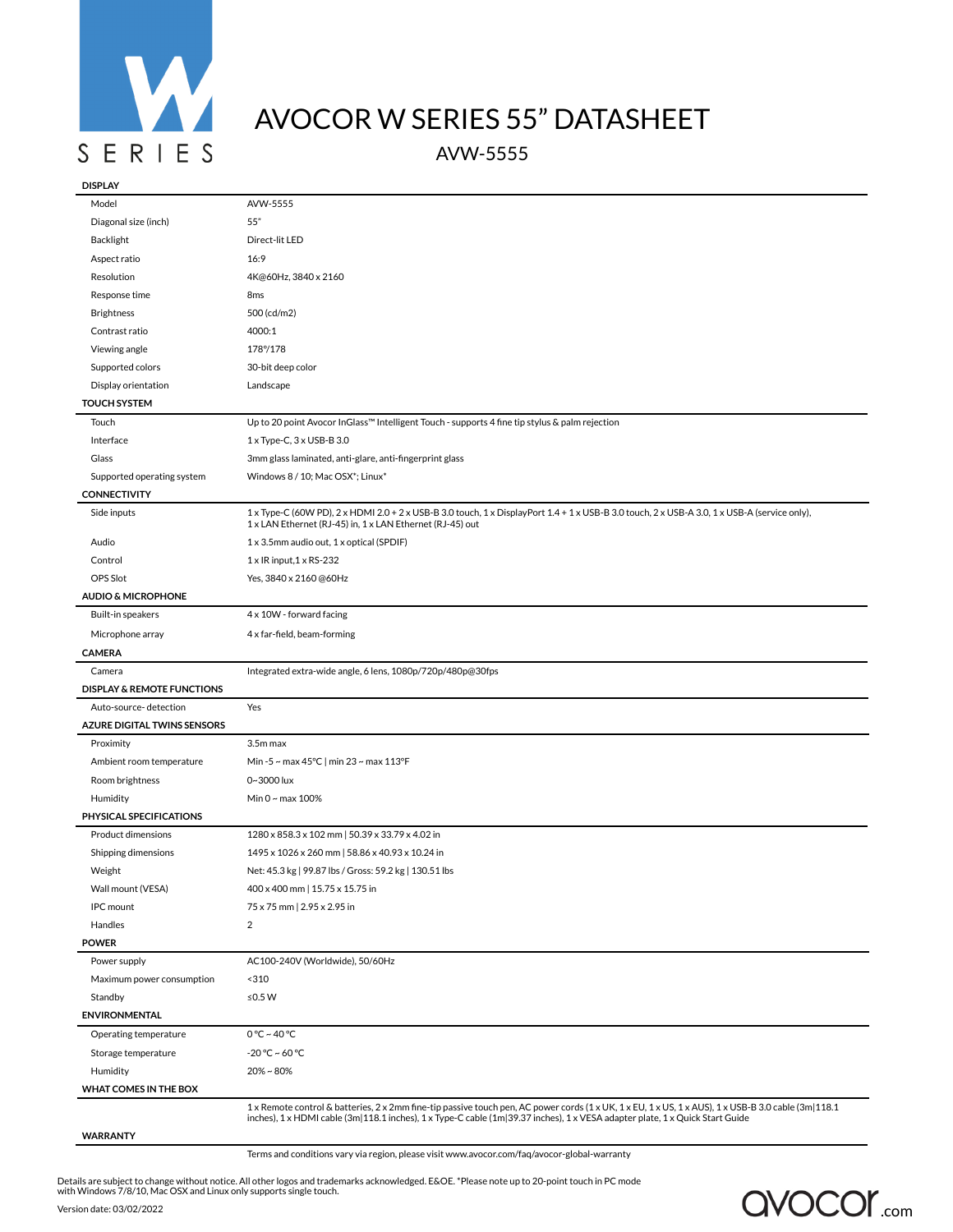# AVOCOR W SERIES 55" DATASHEET

## AVW-5555

| | |
|---|---|
| **DISPLAY** | |
| Model | AVW-5555 |
| Diagonal size (inch) | 55" |
| Backlight | Direct-lit LED |
| Aspect ratio | 16:9 |
| Resolution | 4K@60Hz, 3840 x 2160 |
| Response time | 8ms |
| Brightness | 500 (cd/m2) |
| Contrast ratio | 4000:1 |
| Viewing angle | 178°/178 |
| Supported colors | 30-bit deep color |
| Display orientation | Landscape |
| **TOUCH SYSTEM** | |
| Touch | Up to 20 point Avocor InGlass™ Intelligent Touch - supports 4 fine tip stylus & palm rejection |
| Interface | 1 x Type-C, 3 x USB-B 3.0 |
| Glass | 3mm glass laminated, anti-glare, anti-fingerprint glass |
| Supported operating system | Windows 8 / 10; Mac OSX*; Linux* |
| **CONNECTIVITY** | |
| Side inputs | 1 x Type-C (60W PD), 2 x HDMI 2.0 + 2 x USB-B 3.0 touch, 1 x DisplayPort 1.4 + 1 x USB-B 3.0 touch, 2 x USB-A 3.0, 1 x USB-A (service only), 1 x LAN Ethernet (RJ-45) in, 1 x LAN Ethernet (RJ-45) out |
| Audio | 1 x 3.5mm audio out, 1 x optical (SPDIF) |
| Control | 1 x IR input,1 x RS-232 |
| OPS Slot | Yes, 3840 x 2160 @60Hz |
| **AUDIO & MICROPHONE** | |
| Built-in speakers | 4 x 10W - forward facing |
| Microphone array | 4 x far-field, beam-forming |
| **CAMERA** | |
| Camera | Integrated extra-wide angle, 6 lens, 1080p/720p/480p@30fps |
| **DISPLAY & REMOTE FUNCTIONS** | |
| Auto-source- detection | Yes |
| **AZURE DIGITAL TWINS SENSORS** | |
| Proximity | 3.5m max |
| Ambient room temperature | Min -5 ~ max 45°C \| min 23 ~ max 113°F |
| Room brightness | 0~3000 lux |
| Humidity | Min 0 ~ max 100% |
| **PHYSICAL SPECIFICATIONS** | |
| Product dimensions | 1280 x 858.3 x 102 mm \| 50.39 x 33.79 x 4.02 in |
| Shipping dimensions | 1495 x 1026 x 260 mm \| 58.86 x 40.93 x 10.24 in |
| Weight | Net: 45.3 kg \| 99.87 lbs / Gross: 59.2 kg \| 130.51 lbs |
| Wall mount (VESA) | 400 x 400 mm \| 15.75 x 15.75 in |
| IPC mount | 75 x 75 mm \| 2.95 x 2.95 in |
| Handles | 2 |
| **POWER** | |
| Power supply | AC100-240V (Worldwide), 50/60Hz |
| Maximum power consumption | <310 |
| Standby | ≤0.5 W |
| **ENVIRONMENTAL** | |
| Operating temperature | 0 °C ~ 40 °C |
| Storage temperature | -20 °C ~ 60 °C |
| Humidity | 20% ~ 80% |
| **WHAT COMES IN THE BOX** | |
| | 1 x Remote control & batteries, 2 x 2mm fine-tip passive touch pen, AC power cords (1 x UK, 1 x EU, 1 x US, 1 x AUS), 1 x USB-B 3.0 cable (3m\|118.1 inches), 1 x HDMI cable (3m\|118.1 inches), 1 x Type-C cable (1m\|39.37 inches), 1 x VESA adapter plate, 1 x Quick Start Guide |
| **WARRANTY** | |
| | Terms and conditions vary via region, please visit www.avocor.com/faq/avocor-global-warranty |

Details are subject to change without notice. All other logos and trademarks acknowledged. E&OE. *Please note up to 20-point touch in PC mode with Windows 7/8/10, Mac OSX and Linux only supports single touch.

Version date: 03/02/2022

avocor.com